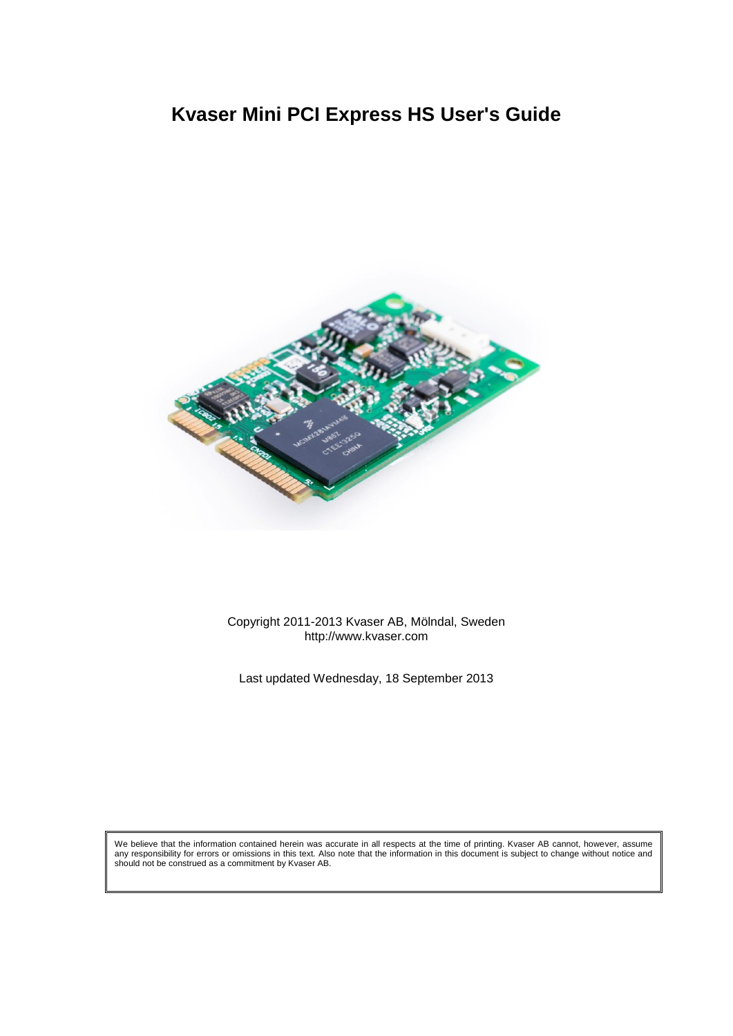# Kvaser Mini PCI Express HS User's Guide

Copyright 2011-2013 Kvaser AB, Mölndal, Sweden
http://www.kvaser.com

Last updated Wednesday, 18 September 2013

We believe that the information contained herein was accurate in all respects at the time of printing. Kvaser AB cannot, however, assume any responsibility for errors or omissions in this text. Also note that the information in this document is subject to change without notice and should not be construed as a commitment by Kvaser AB.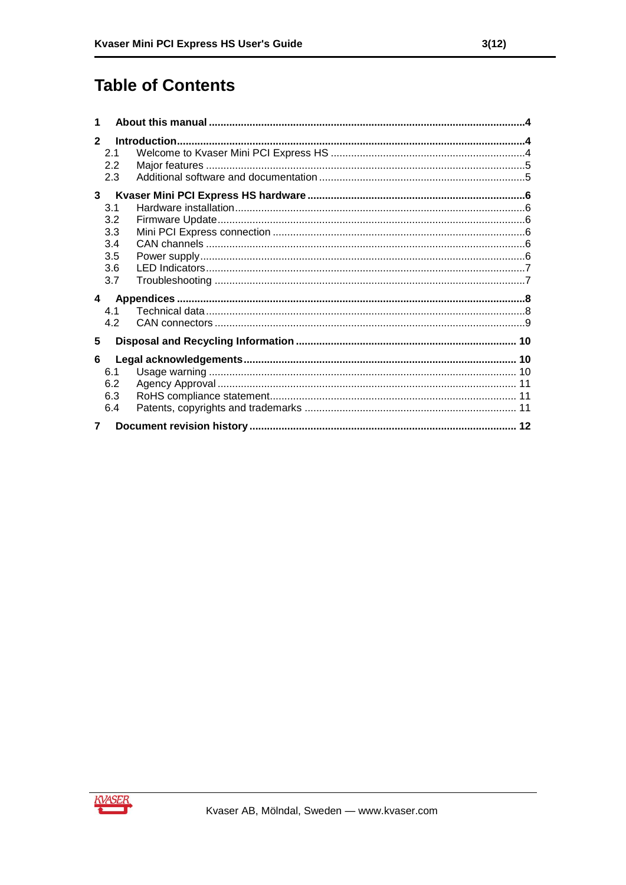# Table of Contents

**1 About this manual** .......... **4**

**2 Introduction** .......... **4**

- 2.1 Welcome to Kvaser Mini PCI Express HS .......... 4
- 2.2 Major features .......... 5
- 2.3 Additional software and documentation .......... 5

**3 Kvaser Mini PCI Express HS hardware** .......... **6**

- 3.1 Hardware installation .......... 6
- 3.2 Firmware Update .......... 6
- 3.3 Mini PCI Express connection .......... 6
- 3.4 CAN channels .......... 6
- 3.5 Power supply .......... 6
- 3.6 LED Indicators .......... 7
- 3.7 Troubleshooting .......... 7

**4 Appendices** .......... **8**

- 4.1 Technical data .......... 8
- 4.2 CAN connectors .......... 9

**5 Disposal and Recycling Information** .......... **10**

**6 Legal acknowledgements** .......... **10**

- 6.1 Usage warning .......... 10
- 6.2 Agency Approval .......... 11
- 6.3 RoHS compliance statement .......... 11
- 6.4 Patents, copyrights and trademarks .......... 11

**7 Document revision history** .......... **12**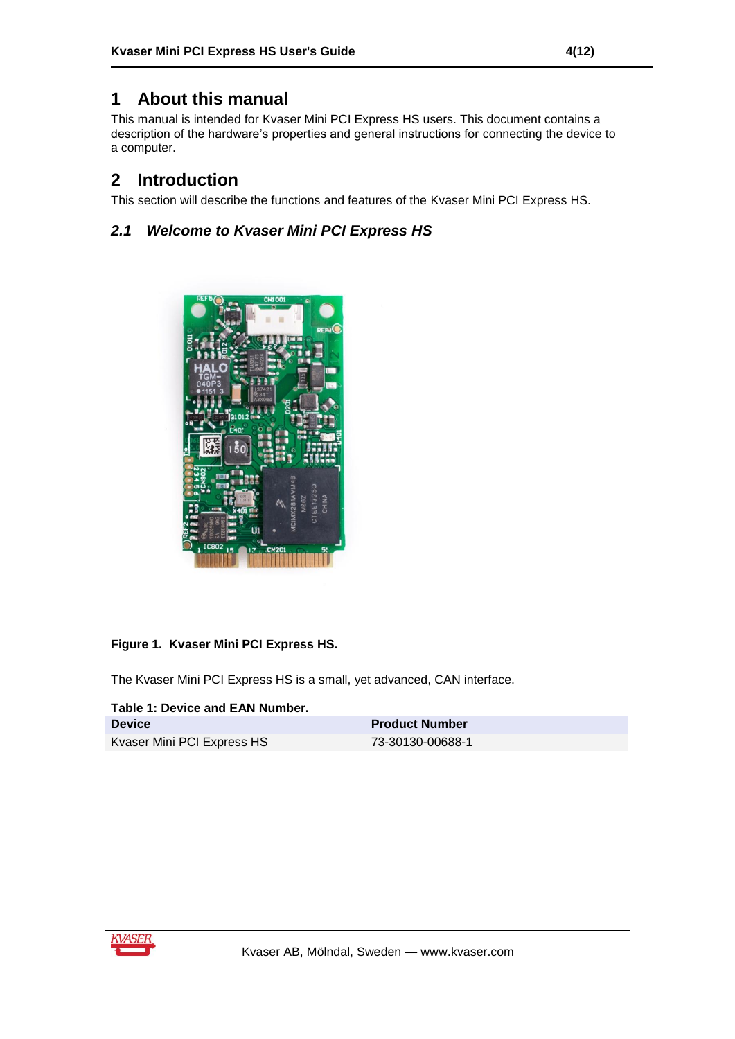# 1 About this manual

This manual is intended for Kvaser Mini PCI Express HS users. This document contains a description of the hardware's properties and general instructions for connecting the device to a computer.

# 2 Introduction

This section will describe the functions and features of the Kvaser Mini PCI Express HS.

## *2.1 Welcome to Kvaser Mini PCI Express HS*

**Figure 1. Kvaser Mini PCI Express HS.**

The Kvaser Mini PCI Express HS is a small, yet advanced, CAN interface.

**Table 1: Device and EAN Number.**

| Device | Product Number |
|---|---|
| Kvaser Mini PCI Express HS | 73-30130-00688-1 |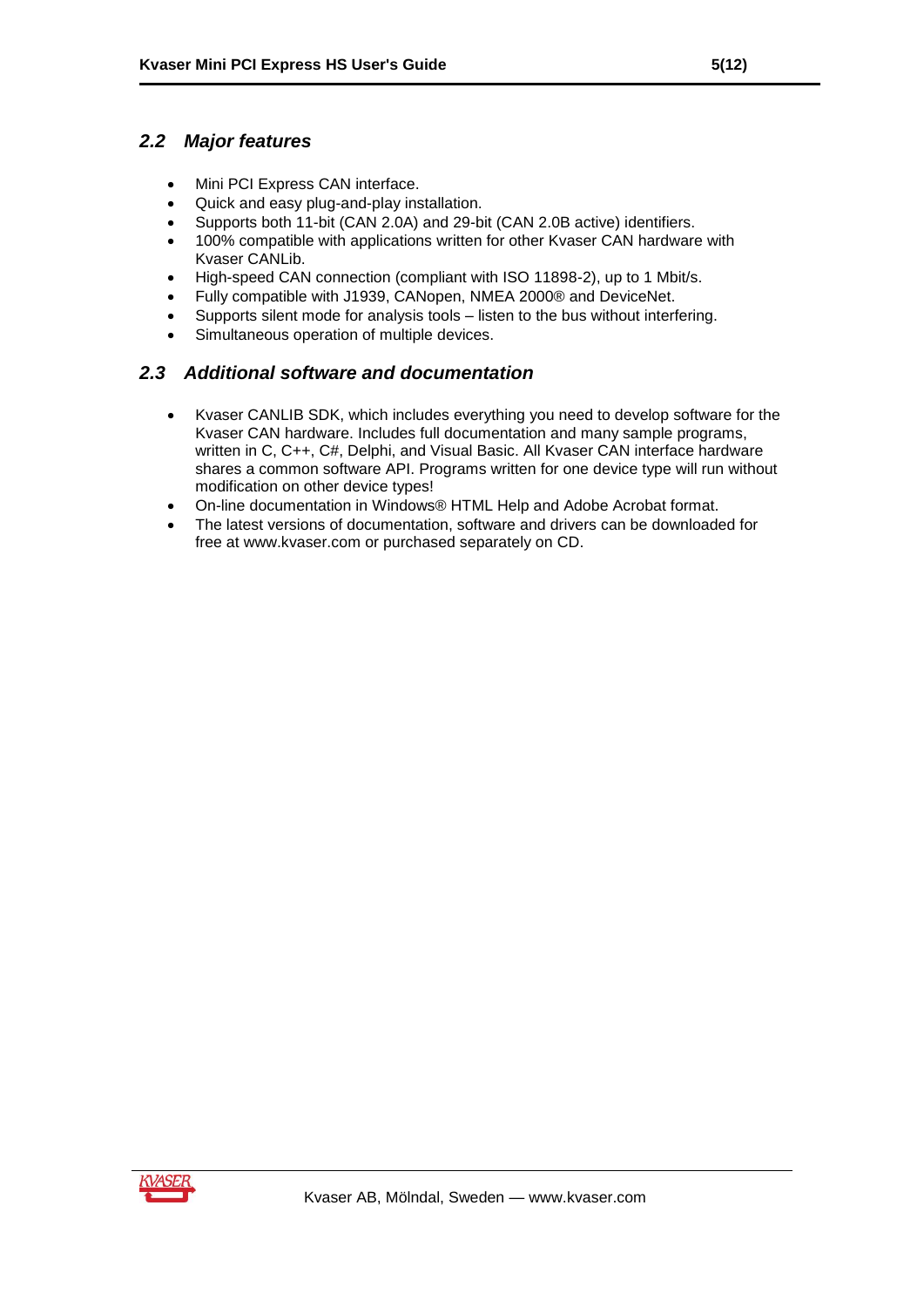## *2.2 Major features*

- Mini PCI Express CAN interface.
- Quick and easy plug-and-play installation.
- Supports both 11-bit (CAN 2.0A) and 29-bit (CAN 2.0B active) identifiers.
- 100% compatible with applications written for other Kvaser CAN hardware with Kvaser CANLib.
- High-speed CAN connection (compliant with ISO 11898-2), up to 1 Mbit/s.
- Fully compatible with J1939, CANopen, NMEA 2000® and DeviceNet.
- Supports silent mode for analysis tools – listen to the bus without interfering.
- Simultaneous operation of multiple devices.

## *2.3 Additional software and documentation*

- Kvaser CANLIB SDK, which includes everything you need to develop software for the Kvaser CAN hardware. Includes full documentation and many sample programs, written in C, C++, C#, Delphi, and Visual Basic. All Kvaser CAN interface hardware shares a common software API. Programs written for one device type will run without modification on other device types!
- On-line documentation in Windows® HTML Help and Adobe Acrobat format.
- The latest versions of documentation, software and drivers can be downloaded for free at www.kvaser.com or purchased separately on CD.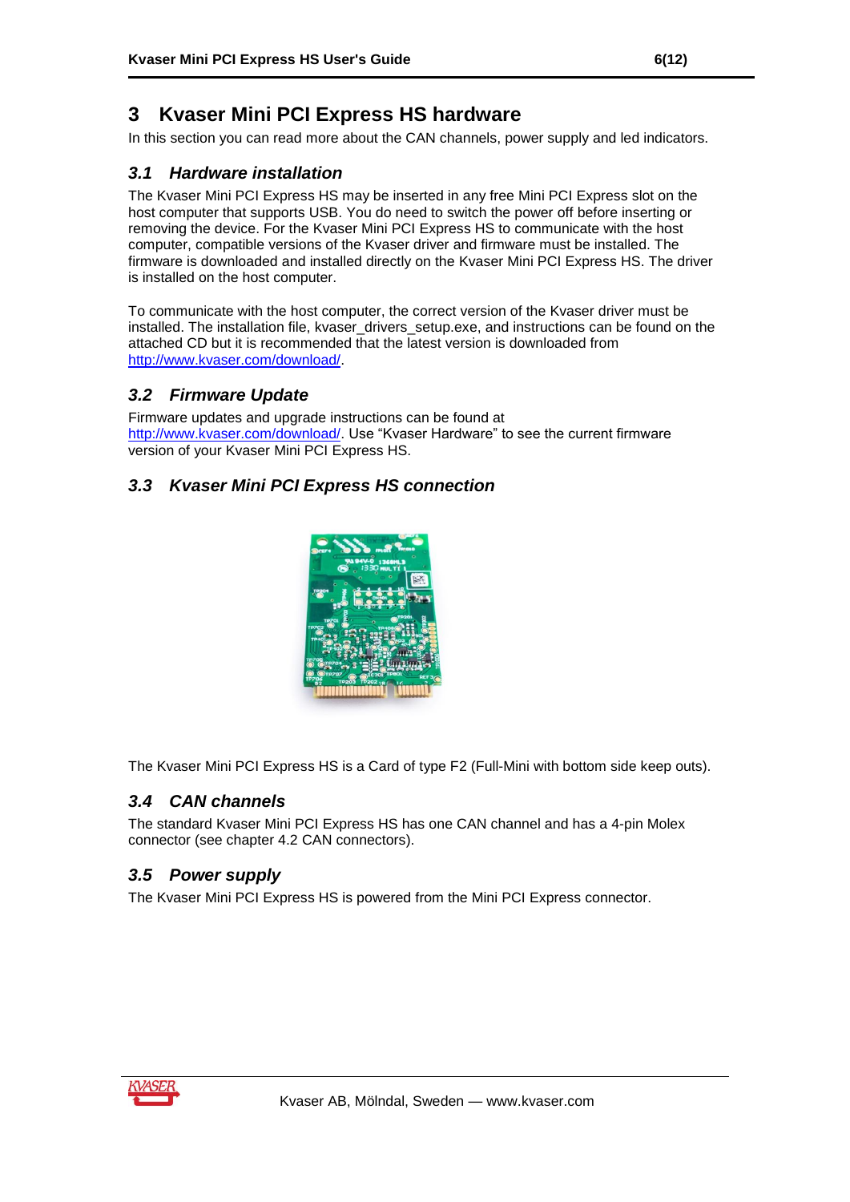# 3 Kvaser Mini PCI Express HS hardware

In this section you can read more about the CAN channels, power supply and led indicators.

## 3.1 *Hardware installation*

The Kvaser Mini PCI Express HS may be inserted in any free Mini PCI Express slot on the host computer that supports USB. You do need to switch the power off before inserting or removing the device. For the Kvaser Mini PCI Express HS to communicate with the host computer, compatible versions of the Kvaser driver and firmware must be installed. The firmware is downloaded and installed directly on the Kvaser Mini PCI Express HS. The driver is installed on the host computer.

To communicate with the host computer, the correct version of the Kvaser driver must be installed. The installation file, kvaser_drivers_setup.exe, and instructions can be found on the attached CD but it is recommended that the latest version is downloaded from http://www.kvaser.com/download/.

## 3.2 *Firmware Update*

Firmware updates and upgrade instructions can be found at http://www.kvaser.com/download/. Use "Kvaser Hardware" to see the current firmware version of your Kvaser Mini PCI Express HS.

## 3.3 *Kvaser Mini PCI Express HS connection*

The Kvaser Mini PCI Express HS is a Card of type F2 (Full-Mini with bottom side keep outs).

## 3.4 *CAN channels*

The standard Kvaser Mini PCI Express HS has one CAN channel and has a 4-pin Molex connector (see chapter 4.2 CAN connectors).

## 3.5 *Power supply*

The Kvaser Mini PCI Express HS is powered from the Mini PCI Express connector.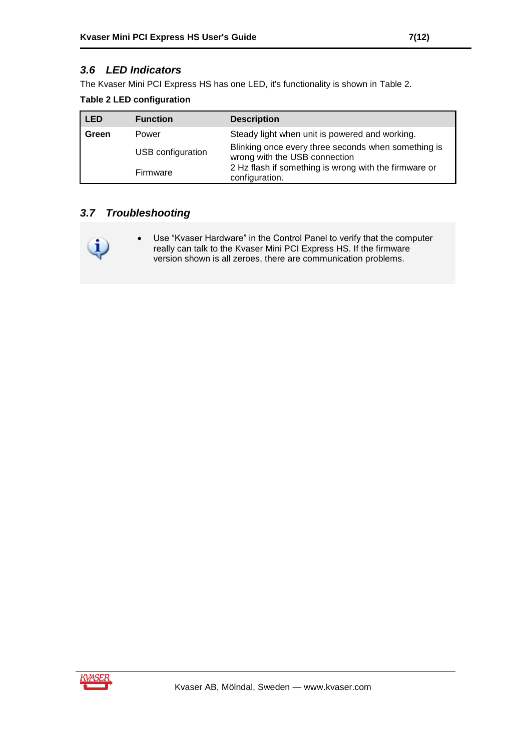### 3.6 LED Indicators

The Kvaser Mini PCI Express HS has one LED, it's functionality is shown in Table 2.

**Table 2 LED configuration**

| LED | Function | Description |
|---|---|---|
| **Green** | Power | Steady light when unit is powered and working. |
| | USB configuration | Blinking once every three seconds when something is wrong with the USB connection |
| | Firmware | 2 Hz flash if something is wrong with the firmware or configuration. |

### 3.7 Troubleshooting

- Use “Kvaser Hardware” in the Control Panel to verify that the computer really can talk to the Kvaser Mini PCI Express HS. If the firmware version shown is all zeroes, there are communication problems.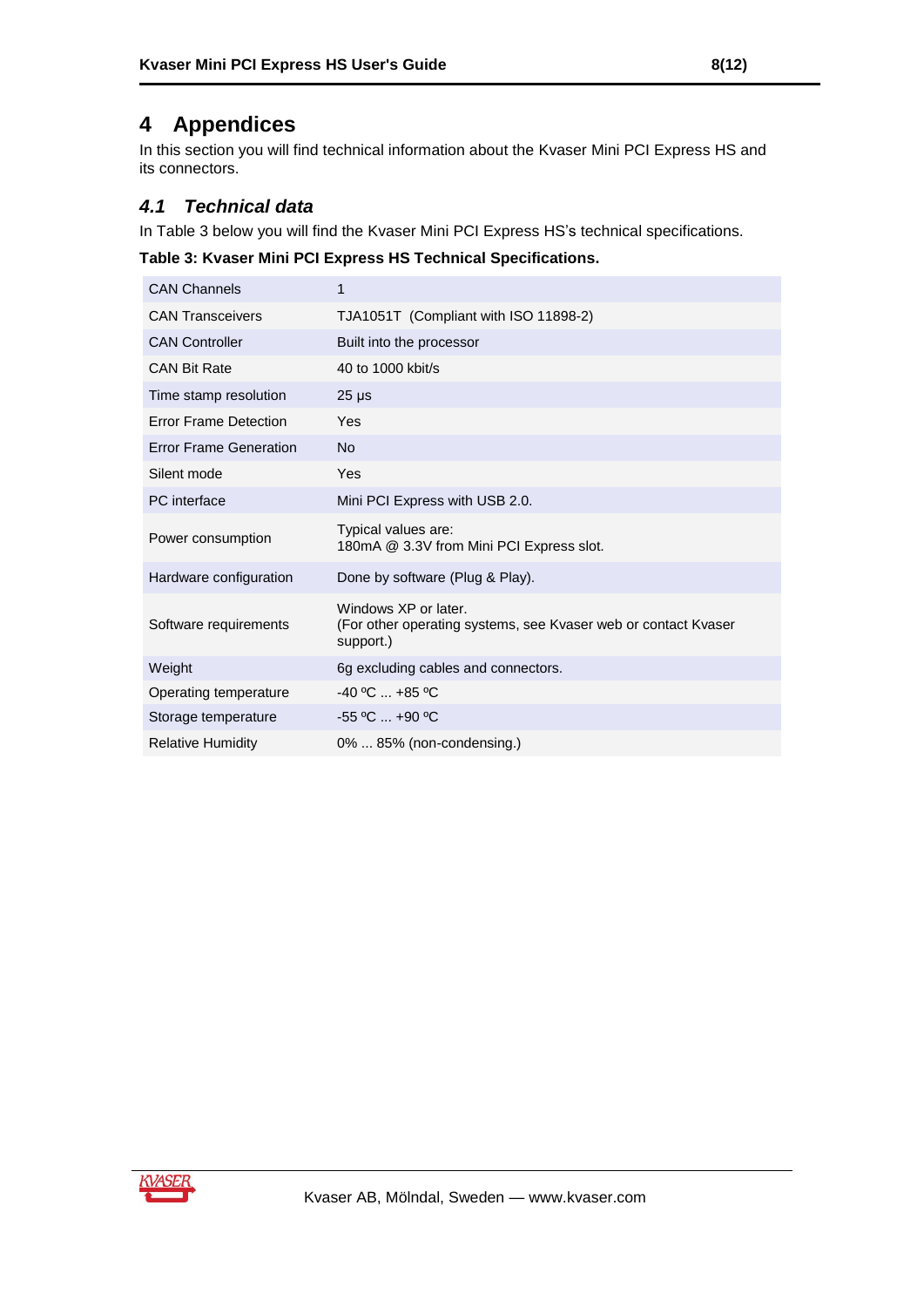# 4 Appendices

In this section you will find technical information about the Kvaser Mini PCI Express HS and its connectors.

## *4.1 Technical data*

In Table 3 below you will find the Kvaser Mini PCI Express HS's technical specifications.

**Table 3: Kvaser Mini PCI Express HS Technical Specifications.**

| | |
|---|---|
| CAN Channels | 1 |
| CAN Transceivers | TJA1051T (Compliant with ISO 11898-2) |
| CAN Controller | Built into the processor |
| CAN Bit Rate | 40 to 1000 kbit/s |
| Time stamp resolution | 25 µs |
| Error Frame Detection | Yes |
| Error Frame Generation | No |
| Silent mode | Yes |
| PC interface | Mini PCI Express with USB 2.0. |
| Power consumption | Typical values are:<br>180mA @ 3.3V from Mini PCI Express slot. |
| Hardware configuration | Done by software (Plug & Play). |
| Software requirements | Windows XP or later.<br>(For other operating systems, see Kvaser web or contact Kvaser support.) |
| Weight | 6g excluding cables and connectors. |
| Operating temperature | -40 ºC ... +85 ºC |
| Storage temperature | -55 ºC ... +90 ºC |
| Relative Humidity | 0% ... 85% (non-condensing.) |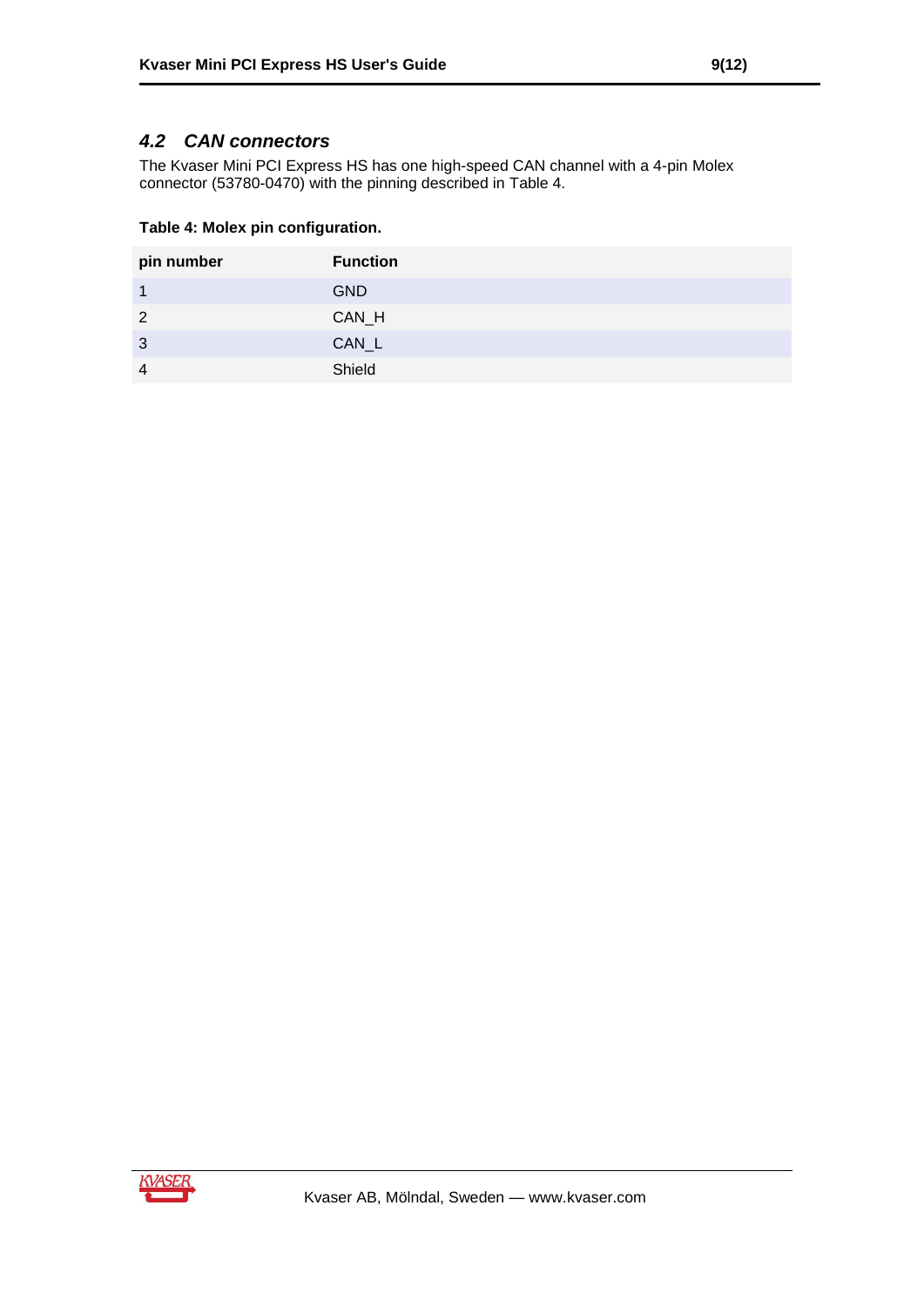## 4.2 CAN connectors

The Kvaser Mini PCI Express HS has one high-speed CAN channel with a 4-pin Molex connector (53780-0470) with the pinning described in Table 4.

**Table 4: Molex pin configuration.**

| pin number | Function |
|---|---|
| 1 | GND |
| 2 | CAN_H |
| 3 | CAN_L |
| 4 | Shield |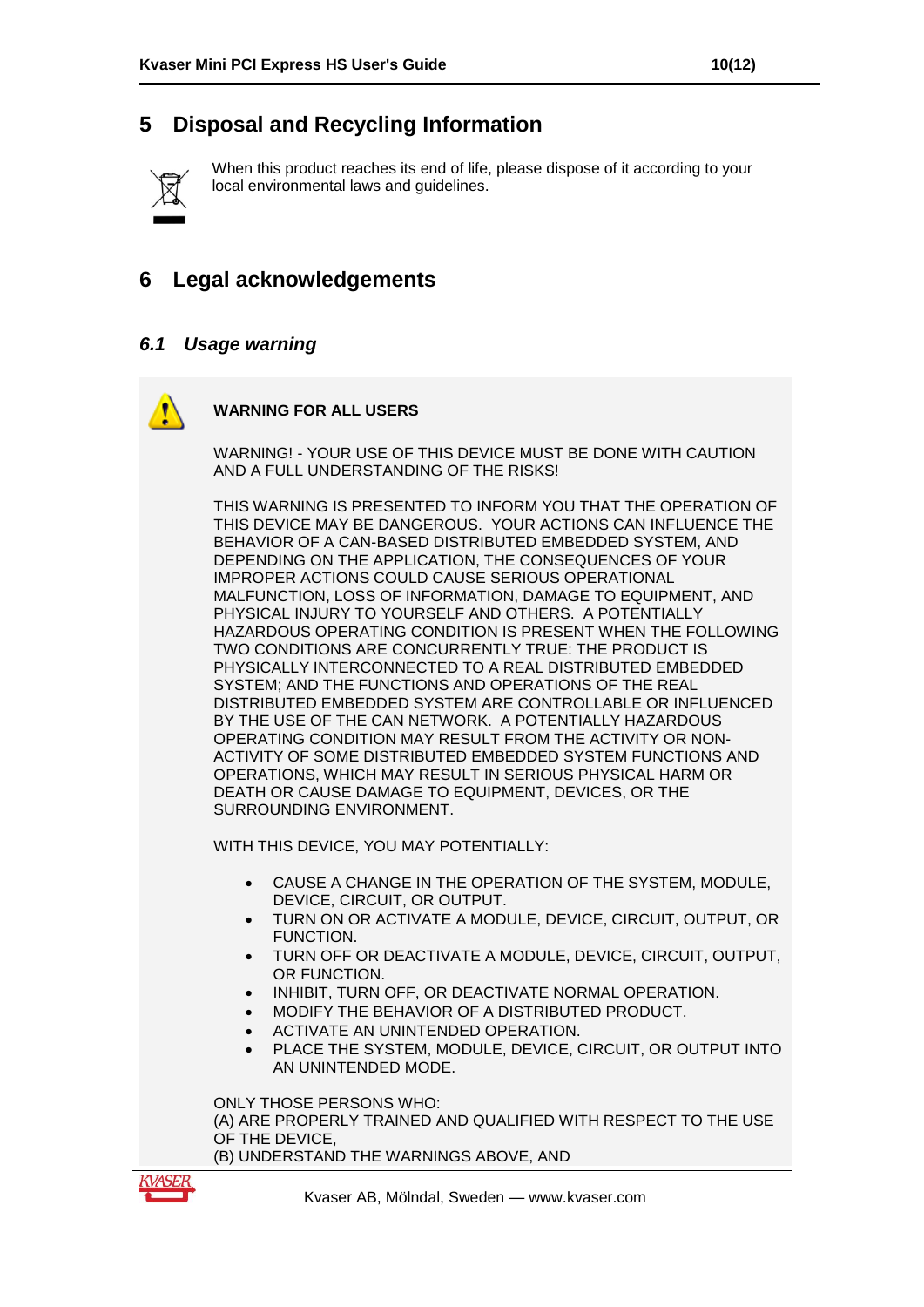# 5 Disposal and Recycling Information

When this product reaches its end of life, please dispose of it according to your local environmental laws and guidelines.

# 6 Legal acknowledgements

## *6.1 Usage warning*

**WARNING FOR ALL USERS**

WARNING! - YOUR USE OF THIS DEVICE MUST BE DONE WITH CAUTION AND A FULL UNDERSTANDING OF THE RISKS!

THIS WARNING IS PRESENTED TO INFORM YOU THAT THE OPERATION OF THIS DEVICE MAY BE DANGEROUS. YOUR ACTIONS CAN INFLUENCE THE BEHAVIOR OF A CAN-BASED DISTRIBUTED EMBEDDED SYSTEM, AND DEPENDING ON THE APPLICATION, THE CONSEQUENCES OF YOUR IMPROPER ACTIONS COULD CAUSE SERIOUS OPERATIONAL MALFUNCTION, LOSS OF INFORMATION, DAMAGE TO EQUIPMENT, AND PHYSICAL INJURY TO YOURSELF AND OTHERS. A POTENTIALLY HAZARDOUS OPERATING CONDITION IS PRESENT WHEN THE FOLLOWING TWO CONDITIONS ARE CONCURRENTLY TRUE: THE PRODUCT IS PHYSICALLY INTERCONNECTED TO A REAL DISTRIBUTED EMBEDDED SYSTEM; AND THE FUNCTIONS AND OPERATIONS OF THE REAL DISTRIBUTED EMBEDDED SYSTEM ARE CONTROLLABLE OR INFLUENCED BY THE USE OF THE CAN NETWORK. A POTENTIALLY HAZARDOUS OPERATING CONDITION MAY RESULT FROM THE ACTIVITY OR NON-ACTIVITY OF SOME DISTRIBUTED EMBEDDED SYSTEM FUNCTIONS AND OPERATIONS, WHICH MAY RESULT IN SERIOUS PHYSICAL HARM OR DEATH OR CAUSE DAMAGE TO EQUIPMENT, DEVICES, OR THE SURROUNDING ENVIRONMENT.

WITH THIS DEVICE, YOU MAY POTENTIALLY:

- CAUSE A CHANGE IN THE OPERATION OF THE SYSTEM, MODULE, DEVICE, CIRCUIT, OR OUTPUT.
- TURN ON OR ACTIVATE A MODULE, DEVICE, CIRCUIT, OUTPUT, OR FUNCTION.
- TURN OFF OR DEACTIVATE A MODULE, DEVICE, CIRCUIT, OUTPUT, OR FUNCTION.
- INHIBIT, TURN OFF, OR DEACTIVATE NORMAL OPERATION.
- MODIFY THE BEHAVIOR OF A DISTRIBUTED PRODUCT.
- ACTIVATE AN UNINTENDED OPERATION.
- PLACE THE SYSTEM, MODULE, DEVICE, CIRCUIT, OR OUTPUT INTO AN UNINTENDED MODE.

ONLY THOSE PERSONS WHO:
(A) ARE PROPERLY TRAINED AND QUALIFIED WITH RESPECT TO THE USE OF THE DEVICE,
(B) UNDERSTAND THE WARNINGS ABOVE, AND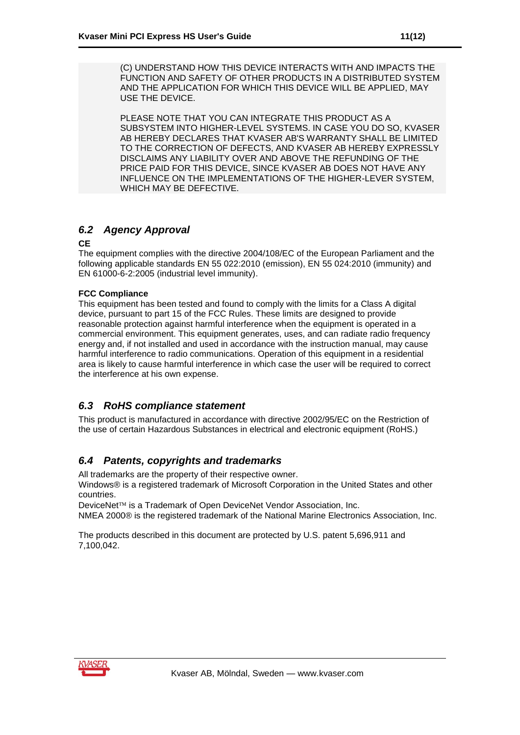(C) UNDERSTAND HOW THIS DEVICE INTERACTS WITH AND IMPACTS THE FUNCTION AND SAFETY OF OTHER PRODUCTS IN A DISTRIBUTED SYSTEM AND THE APPLICATION FOR WHICH THIS DEVICE WILL BE APPLIED, MAY USE THE DEVICE.

PLEASE NOTE THAT YOU CAN INTEGRATE THIS PRODUCT AS A SUBSYSTEM INTO HIGHER-LEVEL SYSTEMS. IN CASE YOU DO SO, KVASER AB HEREBY DECLARES THAT KVASER AB'S WARRANTY SHALL BE LIMITED TO THE CORRECTION OF DEFECTS, AND KVASER AB HEREBY EXPRESSLY DISCLAIMS ANY LIABILITY OVER AND ABOVE THE REFUNDING OF THE PRICE PAID FOR THIS DEVICE, SINCE KVASER AB DOES NOT HAVE ANY INFLUENCE ON THE IMPLEMENTATIONS OF THE HIGHER-LEVER SYSTEM, WHICH MAY BE DEFECTIVE.

## *6.2 Agency Approval*

**CE**

The equipment complies with the directive 2004/108/EC of the European Parliament and the following applicable standards EN 55 022:2010 (emission), EN 55 024:2010 (immunity) and EN 61000-6-2:2005 (industrial level immunity).

**FCC Compliance**

This equipment has been tested and found to comply with the limits for a Class A digital device, pursuant to part 15 of the FCC Rules. These limits are designed to provide reasonable protection against harmful interference when the equipment is operated in a commercial environment. This equipment generates, uses, and can radiate radio frequency energy and, if not installed and used in accordance with the instruction manual, may cause harmful interference to radio communications. Operation of this equipment in a residential area is likely to cause harmful interference in which case the user will be required to correct the interference at his own expense.

## *6.3 RoHS compliance statement*

This product is manufactured in accordance with directive 2002/95/EC on the Restriction of the use of certain Hazardous Substances in electrical and electronic equipment (RoHS.)

## *6.4 Patents, copyrights and trademarks*

All trademarks are the property of their respective owner.
Windows® is a registered trademark of Microsoft Corporation in the United States and other countries.
DeviceNet™ is a Trademark of Open DeviceNet Vendor Association, Inc.
NMEA 2000® is the registered trademark of the National Marine Electronics Association, Inc.

The products described in this document are protected by U.S. patent 5,696,911 and 7,100,042.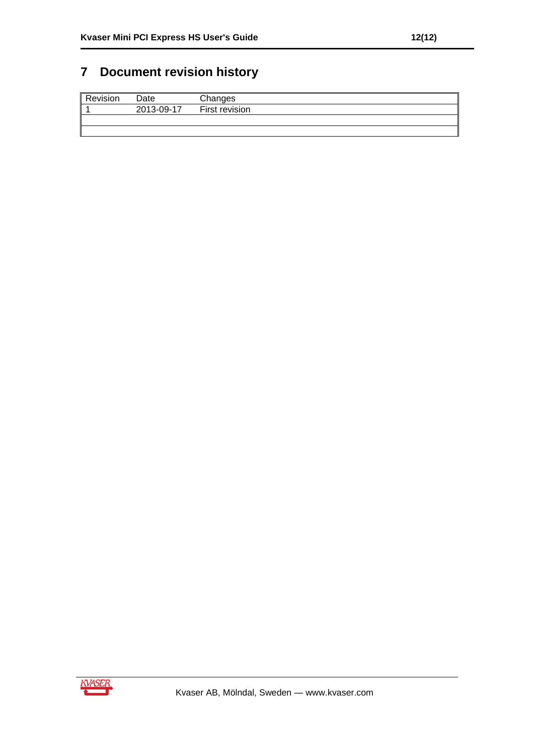# 7 Document revision history

| Revision | Date | Changes |
|---|---|---|
| 1 | 2013-09-17 | First revision |
| | | |
| | | |